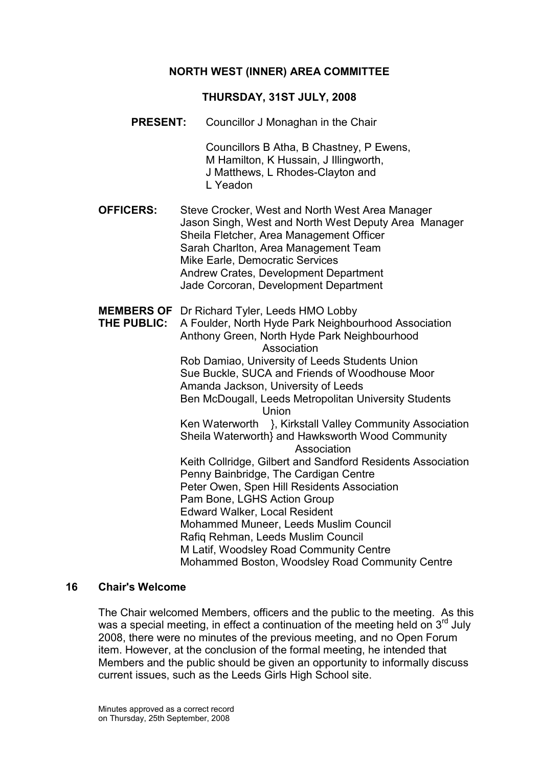# NORTH WEST (INNER) AREA COMMITTEE

## THURSDAY, 31ST JULY, 2008

**PRESENT:** Councillor J Monaghan in the Chair

Councillors B Atha, B Chastney, P Ewens, M Hamilton, K Hussain, J Illingworth, J Matthews, L Rhodes-Clayton and L Yeadon

**OFFICERS:**
Steve Crocker, West and North West Area Manager
Jason Singh, West and North West Deputy Area Manager
Sheila Fletcher, Area Management Officer
Sarah Charlton, Area Management Team
Mike Earle, Democratic Services
Andrew Crates, Development Department
Jade Corcoran, Development Department

**MEMBERS OF THE PUBLIC:**
Dr Richard Tyler, Leeds HMO Lobby
A Foulder, North Hyde Park Neighbourhood Association
Anthony Green, North Hyde Park Neighbourhood Association
Rob Damiao, University of Leeds Students Union
Sue Buckle, SUCA and Friends of Woodhouse Moor
Amanda Jackson, University of Leeds
Ben McDougall, Leeds Metropolitan University Students Union
Ken Waterworth }, Kirkstall Valley Community Association
Sheila Waterworth} and Hawksworth Wood Community Association
Keith Collridge, Gilbert and Sandford Residents Association
Penny Bainbridge, The Cardigan Centre
Peter Owen, Spen Hill Residents Association
Pam Bone, LGHS Action Group
Edward Walker, Local Resident
Mohammed Muneer, Leeds Muslim Council
Rafiq Rehman, Leeds Muslim Council
M Latif, Woodsley Road Community Centre
Mohammed Boston, Woodsley Road Community Centre

### 16 Chair's Welcome

The Chair welcomed Members, officers and the public to the meeting. As this was a special meeting, in effect a continuation of the meeting held on 3rd July 2008, there were no minutes of the previous meeting, and no Open Forum item. However, at the conclusion of the formal meeting, he intended that Members and the public should be given an opportunity to informally discuss current issues, such as the Leeds Girls High School site.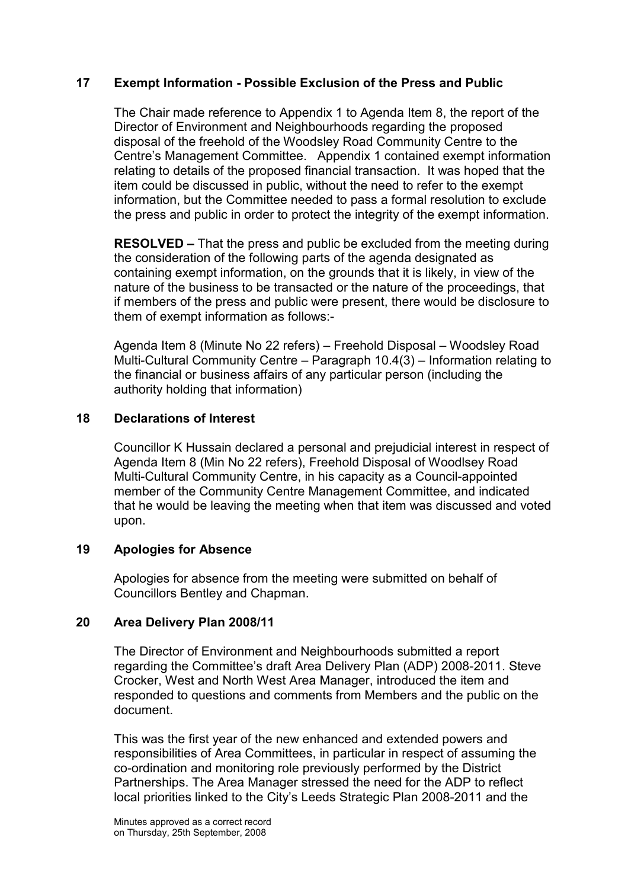## 17 Exempt Information - Possible Exclusion of the Press and Public

The Chair made reference to Appendix 1 to Agenda Item 8, the report of the Director of Environment and Neighbourhoods regarding the proposed disposal of the freehold of the Woodsley Road Community Centre to the Centre's Management Committee. Appendix 1 contained exempt information relating to details of the proposed financial transaction. It was hoped that the item could be discussed in public, without the need to refer to the exempt information, but the Committee needed to pass a formal resolution to exclude the press and public in order to protect the integrity of the exempt information.

**RESOLVED –** That the press and public be excluded from the meeting during the consideration of the following parts of the agenda designated as containing exempt information, on the grounds that it is likely, in view of the nature of the business to be transacted or the nature of the proceedings, that if members of the press and public were present, there would be disclosure to them of exempt information as follows:-

Agenda Item 8 (Minute No 22 refers) – Freehold Disposal – Woodsley Road Multi-Cultural Community Centre – Paragraph 10.4(3) – Information relating to the financial or business affairs of any particular person (including the authority holding that information)

## 18 Declarations of Interest

Councillor K Hussain declared a personal and prejudicial interest in respect of Agenda Item 8 (Min No 22 refers), Freehold Disposal of Woodlsey Road Multi-Cultural Community Centre, in his capacity as a Council-appointed member of the Community Centre Management Committee, and indicated that he would be leaving the meeting when that item was discussed and voted upon.

## 19 Apologies for Absence

Apologies for absence from the meeting were submitted on behalf of Councillors Bentley and Chapman.

## 20 Area Delivery Plan 2008/11

The Director of Environment and Neighbourhoods submitted a report regarding the Committee's draft Area Delivery Plan (ADP) 2008-2011. Steve Crocker, West and North West Area Manager, introduced the item and responded to questions and comments from Members and the public on the document.

This was the first year of the new enhanced and extended powers and responsibilities of Area Committees, in particular in respect of assuming the co-ordination and monitoring role previously performed by the District Partnerships. The Area Manager stressed the need for the ADP to reflect local priorities linked to the City's Leeds Strategic Plan 2008-2011 and the

Minutes approved as a correct record on Thursday, 25th September, 2008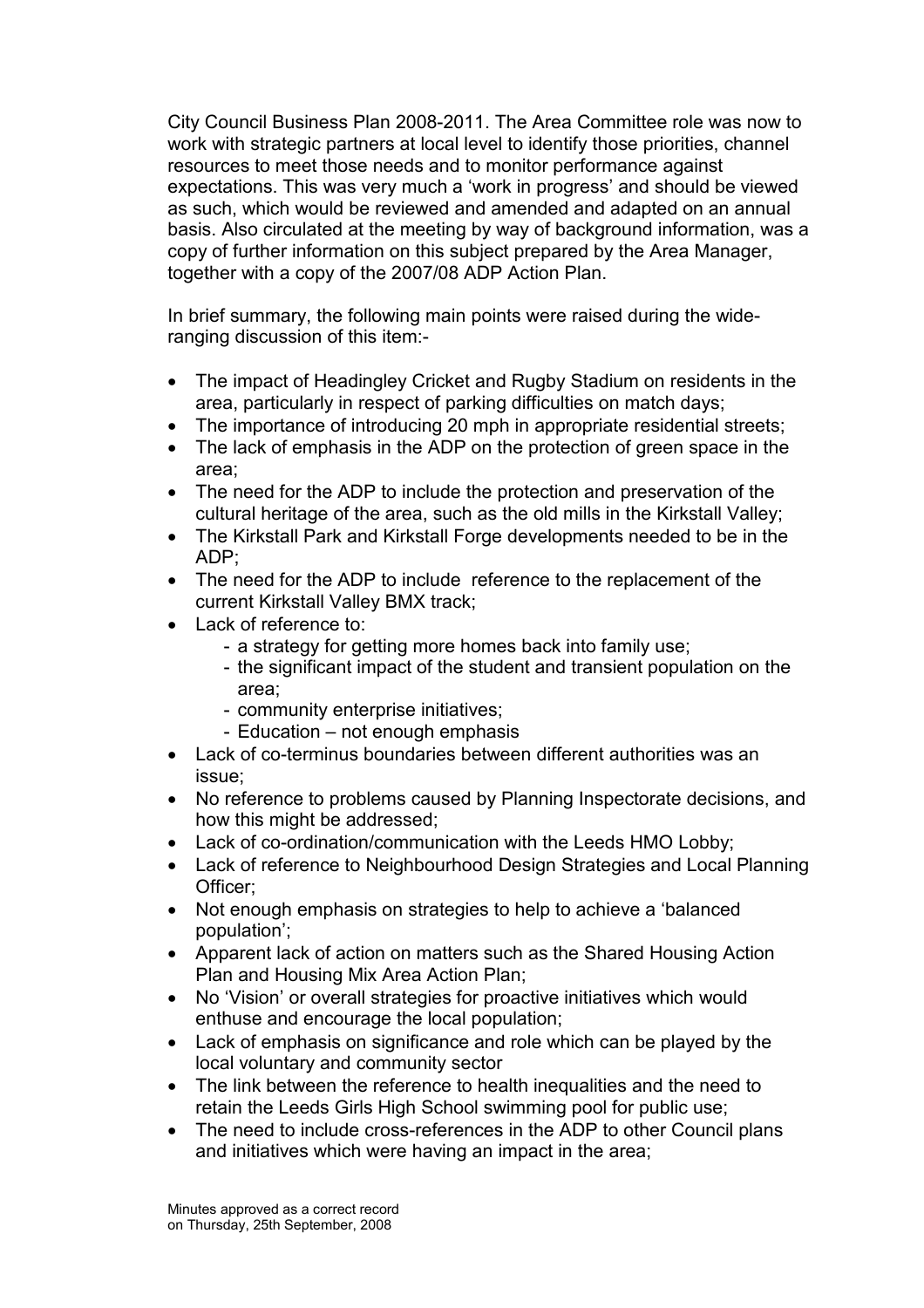City Council Business Plan 2008-2011. The Area Committee role was now to work with strategic partners at local level to identify those priorities, channel resources to meet those needs and to monitor performance against expectations. This was very much a 'work in progress' and should be viewed as such, which would be reviewed and amended and adapted on an annual basis. Also circulated at the meeting by way of background information, was a copy of further information on this subject prepared by the Area Manager, together with a copy of the 2007/08 ADP Action Plan.

In brief summary, the following main points were raised during the wide-ranging discussion of this item:-

- The impact of Headingley Cricket and Rugby Stadium on residents in the area, particularly in respect of parking difficulties on match days;
- The importance of introducing 20 mph in appropriate residential streets;
- The lack of emphasis in the ADP on the protection of green space in the area;
- The need for the ADP to include the protection and preservation of the cultural heritage of the area, such as the old mills in the Kirkstall Valley;
- The Kirkstall Park and Kirkstall Forge developments needed to be in the ADP;
- The need for the ADP to include reference to the replacement of the current Kirkstall Valley BMX track;
- Lack of reference to:
  - a strategy for getting more homes back into family use;
  - the significant impact of the student and transient population on the area;
  - community enterprise initiatives;
  - Education – not enough emphasis
- Lack of co-terminus boundaries between different authorities was an issue;
- No reference to problems caused by Planning Inspectorate decisions, and how this might be addressed;
- Lack of co-ordination/communication with the Leeds HMO Lobby;
- Lack of reference to Neighbourhood Design Strategies and Local Planning Officer;
- Not enough emphasis on strategies to help to achieve a 'balanced population';
- Apparent lack of action on matters such as the Shared Housing Action Plan and Housing Mix Area Action Plan;
- No 'Vision' or overall strategies for proactive initiatives which would enthuse and encourage the local population;
- Lack of emphasis on significance and role which can be played by the local voluntary and community sector
- The link between the reference to health inequalities and the need to retain the Leeds Girls High School swimming pool for public use;
- The need to include cross-references in the ADP to other Council plans and initiatives which were having an impact in the area;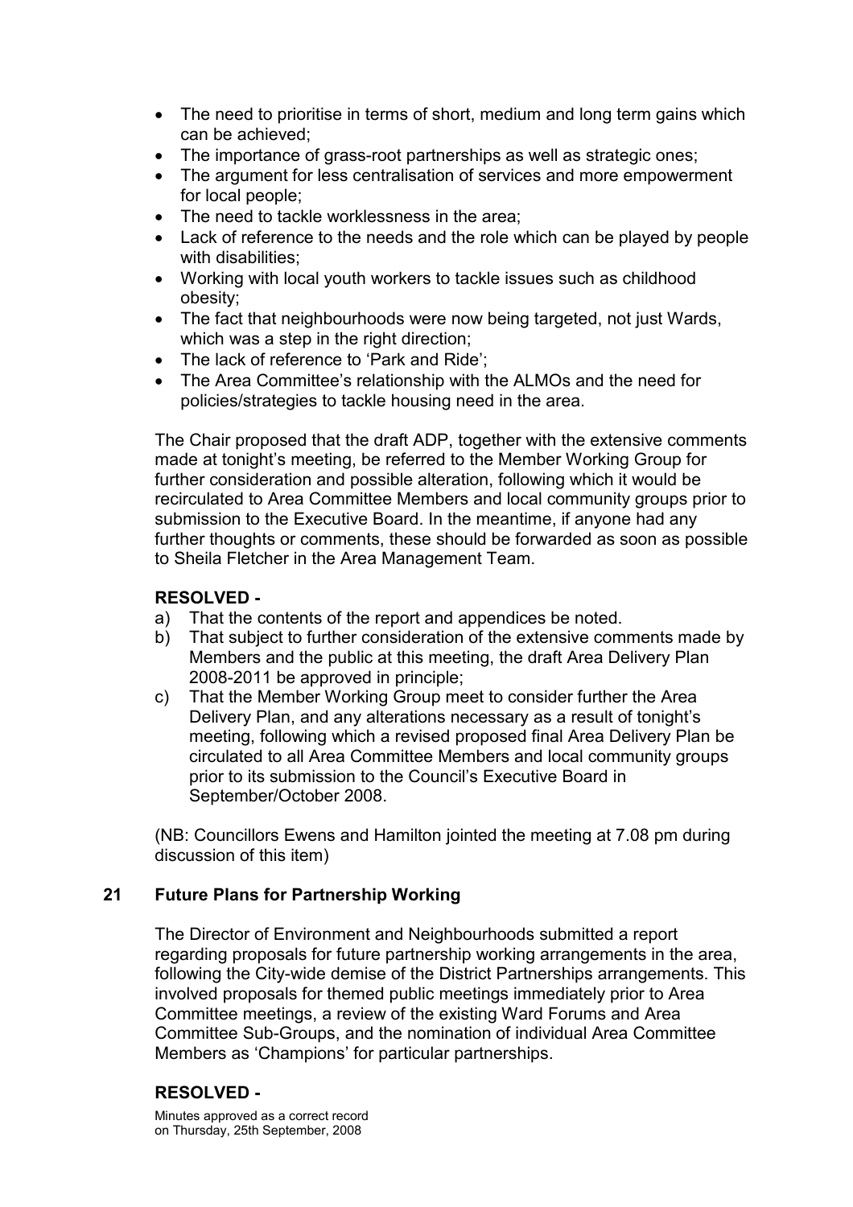- The need to prioritise in terms of short, medium and long term gains which can be achieved;
- The importance of grass-root partnerships as well as strategic ones;
- The argument for less centralisation of services and more empowerment for local people;
- The need to tackle worklessness in the area;
- Lack of reference to the needs and the role which can be played by people with disabilities;
- Working with local youth workers to tackle issues such as childhood obesity;
- The fact that neighbourhoods were now being targeted, not just Wards, which was a step in the right direction;
- The lack of reference to 'Park and Ride';
- The Area Committee's relationship with the ALMOs and the need for policies/strategies to tackle housing need in the area.

The Chair proposed that the draft ADP, together with the extensive comments made at tonight's meeting, be referred to the Member Working Group for further consideration and possible alteration, following which it would be recirculated to Area Committee Members and local community groups prior to submission to the Executive Board. In the meantime, if anyone had any further thoughts or comments, these should be forwarded as soon as possible to Sheila Fletcher in the Area Management Team.

**RESOLVED -**

a) That the contents of the report and appendices be noted.

b) That subject to further consideration of the extensive comments made by Members and the public at this meeting, the draft Area Delivery Plan 2008-2011 be approved in principle;

c) That the Member Working Group meet to consider further the Area Delivery Plan, and any alterations necessary as a result of tonight's meeting, following which a revised proposed final Area Delivery Plan be circulated to all Area Committee Members and local community groups prior to its submission to the Council's Executive Board in September/October 2008.

(NB: Councillors Ewens and Hamilton jointed the meeting at 7.08 pm during discussion of this item)

## 21 Future Plans for Partnership Working

The Director of Environment and Neighbourhoods submitted a report regarding proposals for future partnership working arrangements in the area, following the City-wide demise of the District Partnerships arrangements. This involved proposals for themed public meetings immediately prior to Area Committee meetings, a review of the existing Ward Forums and Area Committee Sub-Groups, and the nomination of individual Area Committee Members as 'Champions' for particular partnerships.

**RESOLVED -**

Minutes approved as a correct record on Thursday, 25th September, 2008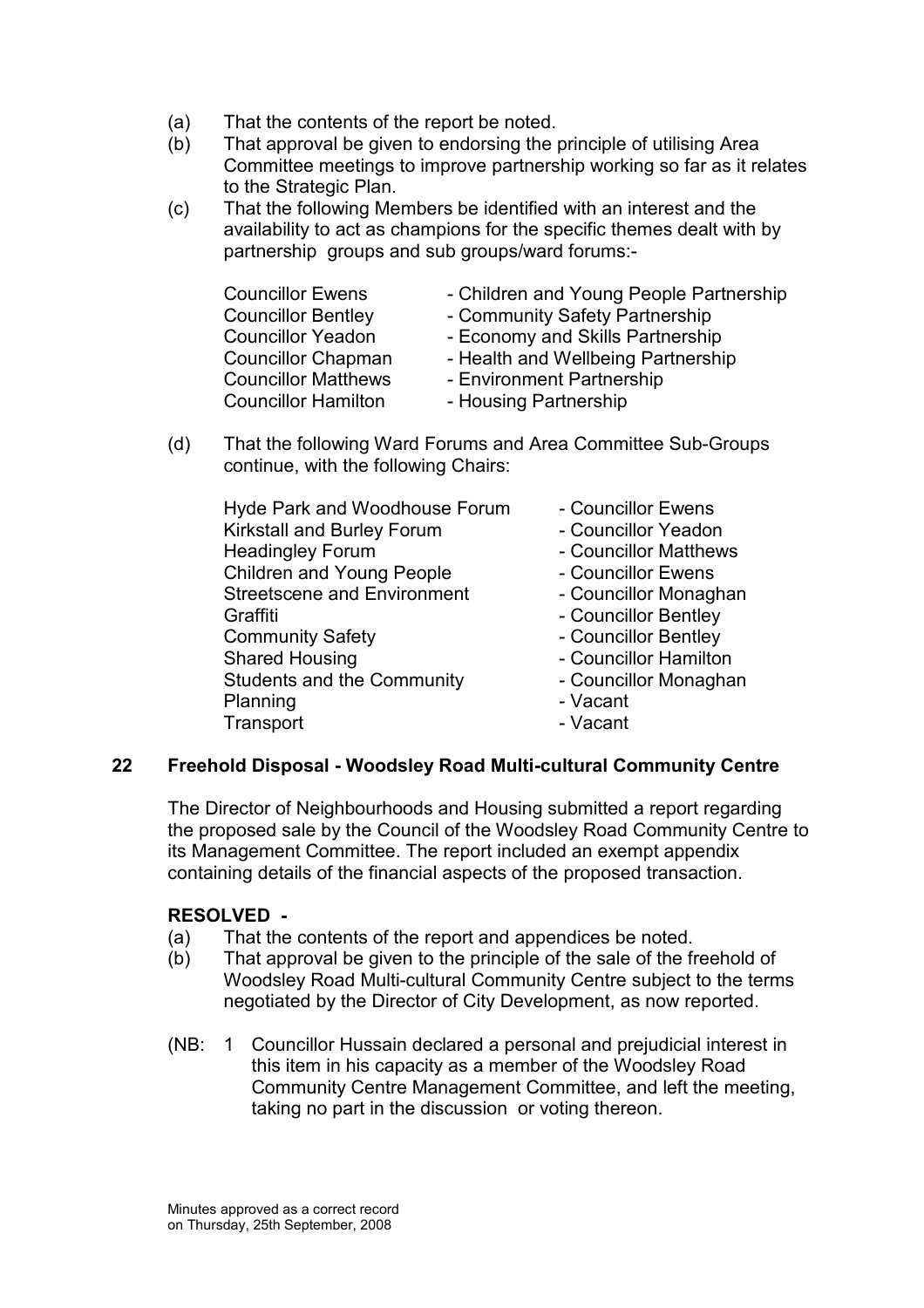(a) That the contents of the report be noted.
(b) That approval be given to endorsing the principle of utilising Area Committee meetings to improve partnership working so far as it relates to the Strategic Plan.
(c) That the following Members be identified with an interest and the availability to act as champions for the specific themes dealt with by partnership groups and sub groups/ward forums:-

| | |
|---|---|
| Councillor Ewens | - Children and Young People Partnership |
| Councillor Bentley | - Community Safety Partnership |
| Councillor Yeadon | - Economy and Skills Partnership |
| Councillor Chapman | - Health and Wellbeing Partnership |
| Councillor Matthews | - Environment Partnership |
| Councillor Hamilton | - Housing Partnership |

(d) That the following Ward Forums and Area Committee Sub-Groups continue, with the following Chairs:

| | |
|---|---|
| Hyde Park and Woodhouse Forum | - Councillor Ewens |
| Kirkstall and Burley Forum | - Councillor Yeadon |
| Headingley Forum | - Councillor Matthews |
| Children and Young People | - Councillor Ewens |
| Streetscene and Environment | - Councillor Monaghan |
| Graffiti | - Councillor Bentley |
| Community Safety | - Councillor Bentley |
| Shared Housing | - Councillor Hamilton |
| Students and the Community | - Councillor Monaghan |
| Planning | - Vacant |
| Transport | - Vacant |

## 22 Freehold Disposal - Woodsley Road Multi-cultural Community Centre

The Director of Neighbourhoods and Housing submitted a report regarding the proposed sale by the Council of the Woodsley Road Community Centre to its Management Committee. The report included an exempt appendix containing details of the financial aspects of the proposed transaction.

**RESOLVED -**

(a) That the contents of the report and appendices be noted.
(b) That approval be given to the principle of the sale of the freehold of Woodsley Road Multi-cultural Community Centre subject to the terms negotiated by the Director of City Development, as now reported.

(NB: 1 Councillor Hussain declared a personal and prejudicial interest in this item in his capacity as a member of the Woodsley Road Community Centre Management Committee, and left the meeting, taking no part in the discussion or voting thereon.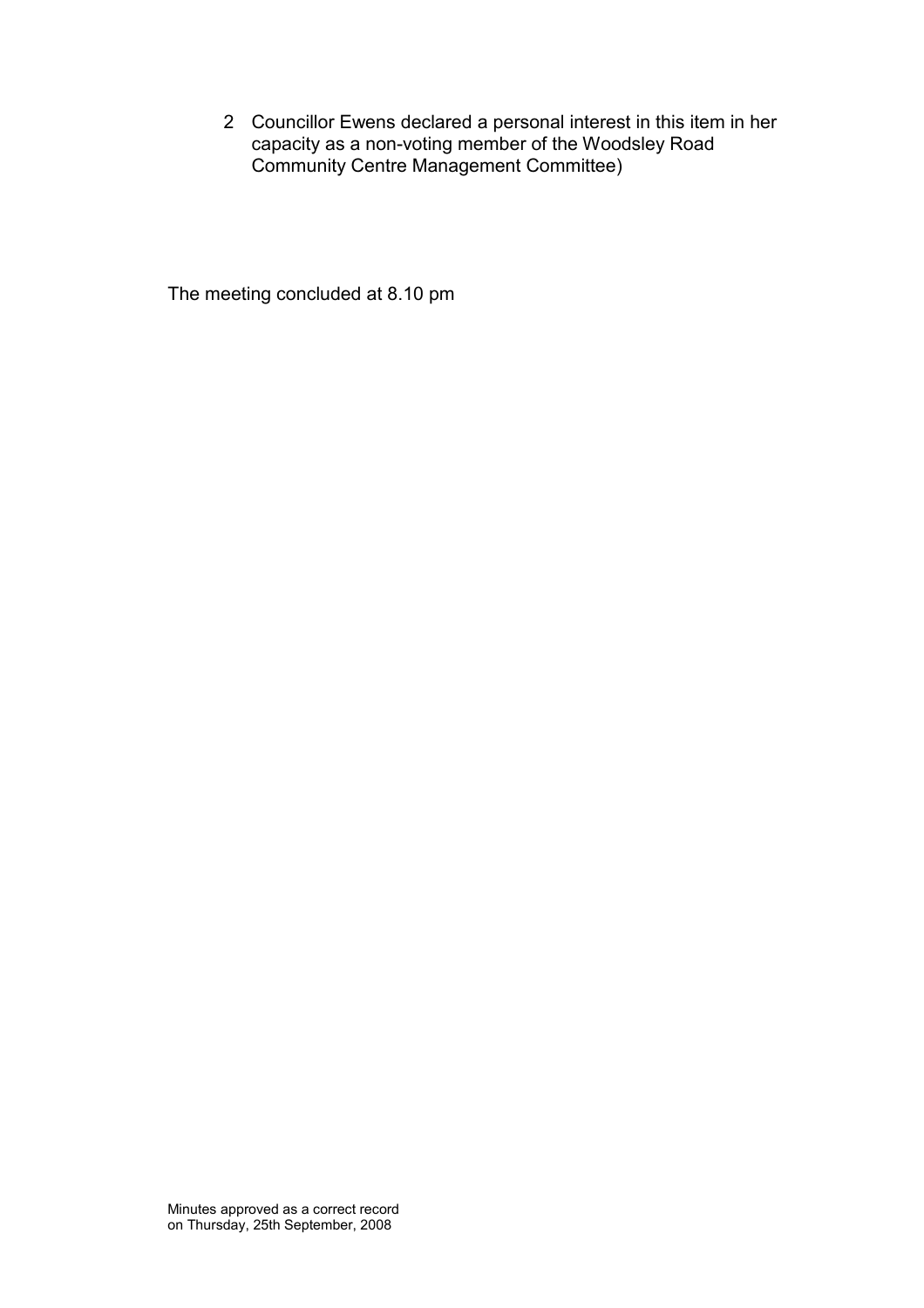2 Councillor Ewens declared a personal interest in this item in her capacity as a non-voting member of the Woodsley Road Community Centre Management Committee)

The meeting concluded at 8.10 pm

Minutes approved as a correct record
on Thursday, 25th September, 2008